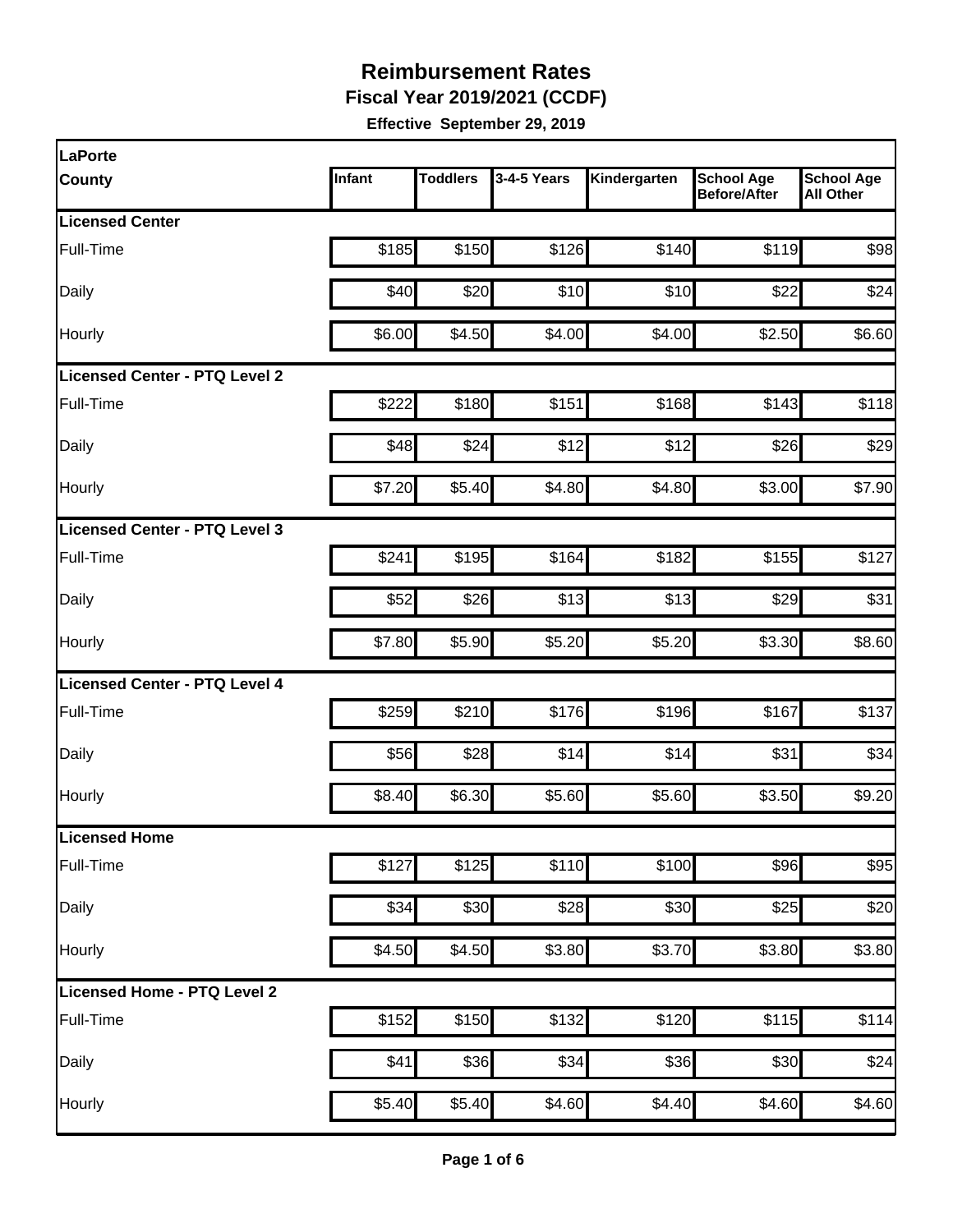# Reimbursement Rates

**Fiscal Year 2019/2021 (CCDF)**

**Effective September 29, 2019**

| LaPorte County | Infant | Toddlers | 3-4-5 Years | Kindergarten | School Age Before/After | School Age All Other |
|---|---|---|---|---|---|---|
| **Licensed Center** | | | | | | |
| Full-Time | $185 | $150 | $126 | $140 | $119 | $98 |
| Daily | $40 | $20 | $10 | $10 | $22 | $24 |
| Hourly | $6.00 | $4.50 | $4.00 | $4.00 | $2.50 | $6.60 |
| **Licensed Center - PTQ Level 2** | | | | | | |
| Full-Time | $222 | $180 | $151 | $168 | $143 | $118 |
| Daily | $48 | $24 | $12 | $12 | $26 | $29 |
| Hourly | $7.20 | $5.40 | $4.80 | $4.80 | $3.00 | $7.90 |
| **Licensed Center - PTQ Level 3** | | | | | | |
| Full-Time | $241 | $195 | $164 | $182 | $155 | $127 |
| Daily | $52 | $26 | $13 | $13 | $29 | $31 |
| Hourly | $7.80 | $5.90 | $5.20 | $5.20 | $3.30 | $8.60 |
| **Licensed Center - PTQ Level 4** | | | | | | |
| Full-Time | $259 | $210 | $176 | $196 | $167 | $137 |
| Daily | $56 | $28 | $14 | $14 | $31 | $34 |
| Hourly | $8.40 | $6.30 | $5.60 | $5.60 | $3.50 | $9.20 |
| **Licensed Home** | | | | | | |
| Full-Time | $127 | $125 | $110 | $100 | $96 | $95 |
| Daily | $34 | $30 | $28 | $30 | $25 | $20 |
| Hourly | $4.50 | $4.50 | $3.80 | $3.70 | $3.80 | $3.80 |
| **Licensed Home - PTQ Level 2** | | | | | | |
| Full-Time | $152 | $150 | $132 | $120 | $115 | $114 |
| Daily | $41 | $36 | $34 | $36 | $30 | $24 |
| Hourly | $5.40 | $5.40 | $4.60 | $4.40 | $4.60 | $4.60 |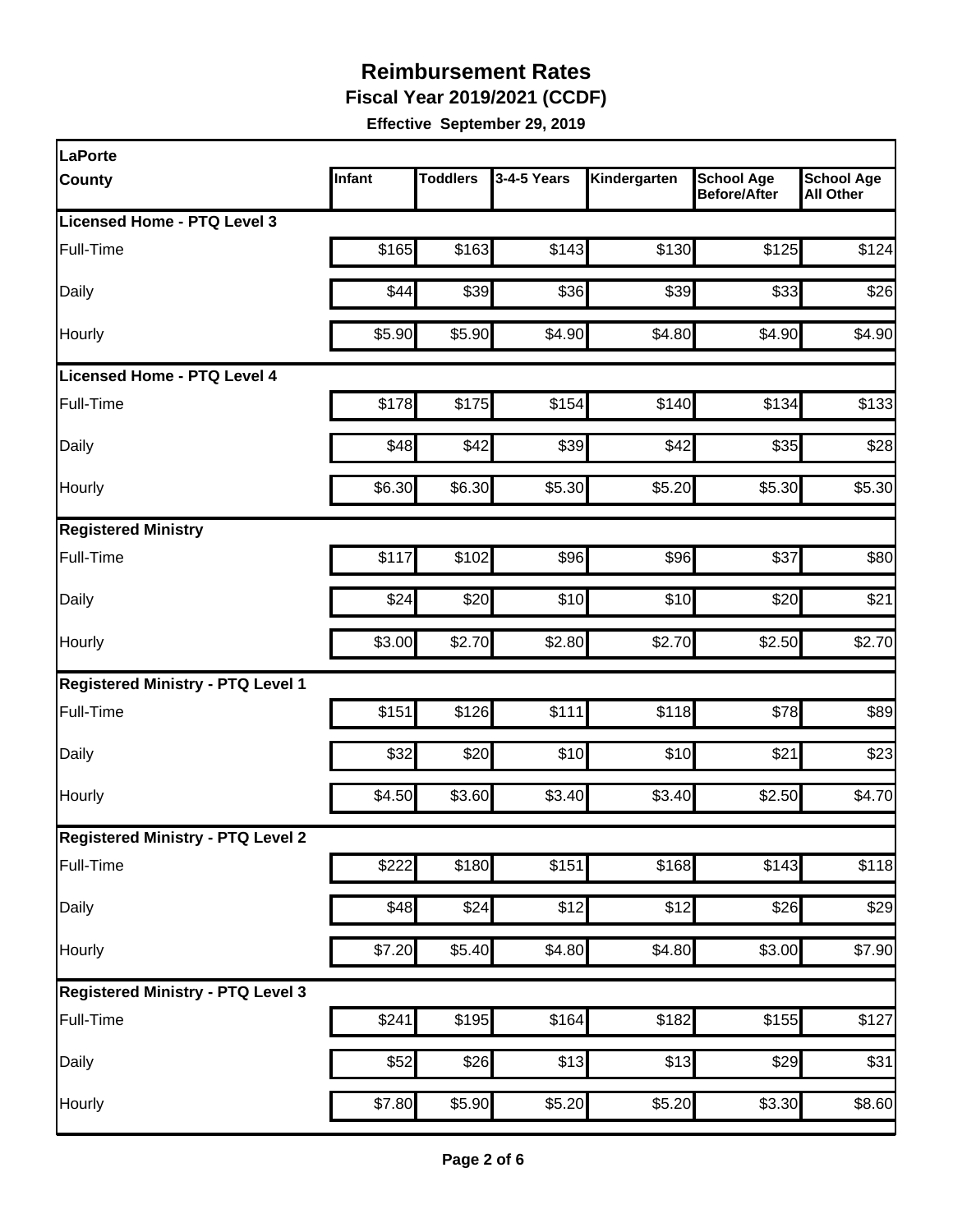# Reimbursement Rates

**Fiscal Year 2019/2021 (CCDF)**

**Effective September 29, 2019**

| LaPorte County | Infant | Toddlers | 3-4-5 Years | Kindergarten | School Age Before/After | School Age All Other |
|---|---|---|---|---|---|---|
| **Licensed Home - PTQ Level 3** | | | | | | |
| Full-Time | $165 | $163 | $143 | $130 | $125 | $124 |
| Daily | $44 | $39 | $36 | $39 | $33 | $26 |
| Hourly | $5.90 | $5.90 | $4.90 | $4.80 | $4.90 | $4.90 |
| **Licensed Home - PTQ Level 4** | | | | | | |
| Full-Time | $178 | $175 | $154 | $140 | $134 | $133 |
| Daily | $48 | $42 | $39 | $42 | $35 | $28 |
| Hourly | $6.30 | $6.30 | $5.30 | $5.20 | $5.30 | $5.30 |
| **Registered Ministry** | | | | | | |
| Full-Time | $117 | $102 | $96 | $96 | $37 | $80 |
| Daily | $24 | $20 | $10 | $10 | $20 | $21 |
| Hourly | $3.00 | $2.70 | $2.80 | $2.70 | $2.50 | $2.70 |
| **Registered Ministry - PTQ Level 1** | | | | | | |
| Full-Time | $151 | $126 | $111 | $118 | $78 | $89 |
| Daily | $32 | $20 | $10 | $10 | $21 | $23 |
| Hourly | $4.50 | $3.60 | $3.40 | $3.40 | $2.50 | $4.70 |
| **Registered Ministry - PTQ Level 2** | | | | | | |
| Full-Time | $222 | $180 | $151 | $168 | $143 | $118 |
| Daily | $48 | $24 | $12 | $12 | $26 | $29 |
| Hourly | $7.20 | $5.40 | $4.80 | $4.80 | $3.00 | $7.90 |
| **Registered Ministry - PTQ Level 3** | | | | | | |
| Full-Time | $241 | $195 | $164 | $182 | $155 | $127 |
| Daily | $52 | $26 | $13 | $13 | $29 | $31 |
| Hourly | $7.80 | $5.90 | $5.20 | $5.20 | $3.30 | $8.60 |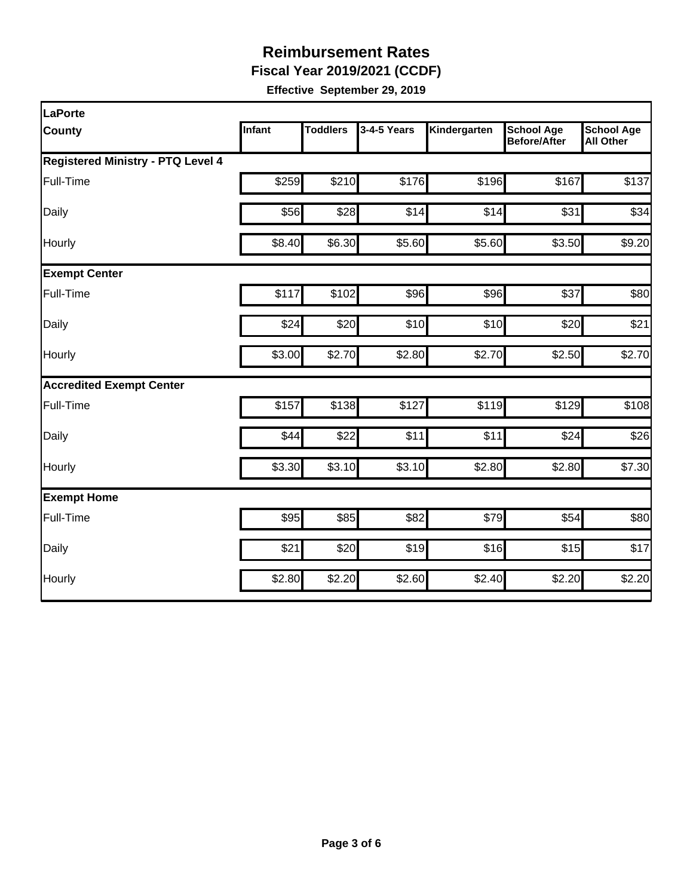# Reimbursement Rates

**Fiscal Year 2019/2021 (CCDF)**

**Effective September 29, 2019**

| LaPorte County | Infant | Toddlers | 3-4-5 Years | Kindergarten | School Age Before/After | School Age All Other |
|---|---|---|---|---|---|---|
| **Registered Ministry - PTQ Level 4** | | | | | | |
| Full-Time | $259 | $210 | $176 | $196 | $167 | $137 |
| Daily | $56 | $28 | $14 | $14 | $31 | $34 |
| Hourly | $8.40 | $6.30 | $5.60 | $5.60 | $3.50 | $9.20 |
| **Exempt Center** | | | | | | |
| Full-Time | $117 | $102 | $96 | $96 | $37 | $80 |
| Daily | $24 | $20 | $10 | $10 | $20 | $21 |
| Hourly | $3.00 | $2.70 | $2.80 | $2.70 | $2.50 | $2.70 |
| **Accredited Exempt Center** | | | | | | |
| Full-Time | $157 | $138 | $127 | $119 | $129 | $108 |
| Daily | $44 | $22 | $11 | $11 | $24 | $26 |
| Hourly | $3.30 | $3.10 | $3.10 | $2.80 | $2.80 | $7.30 |
| **Exempt Home** | | | | | | |
| Full-Time | $95 | $85 | $82 | $79 | $54 | $80 |
| Daily | $21 | $20 | $19 | $16 | $15 | $17 |
| Hourly | $2.80 | $2.20 | $2.60 | $2.40 | $2.20 | $2.20 |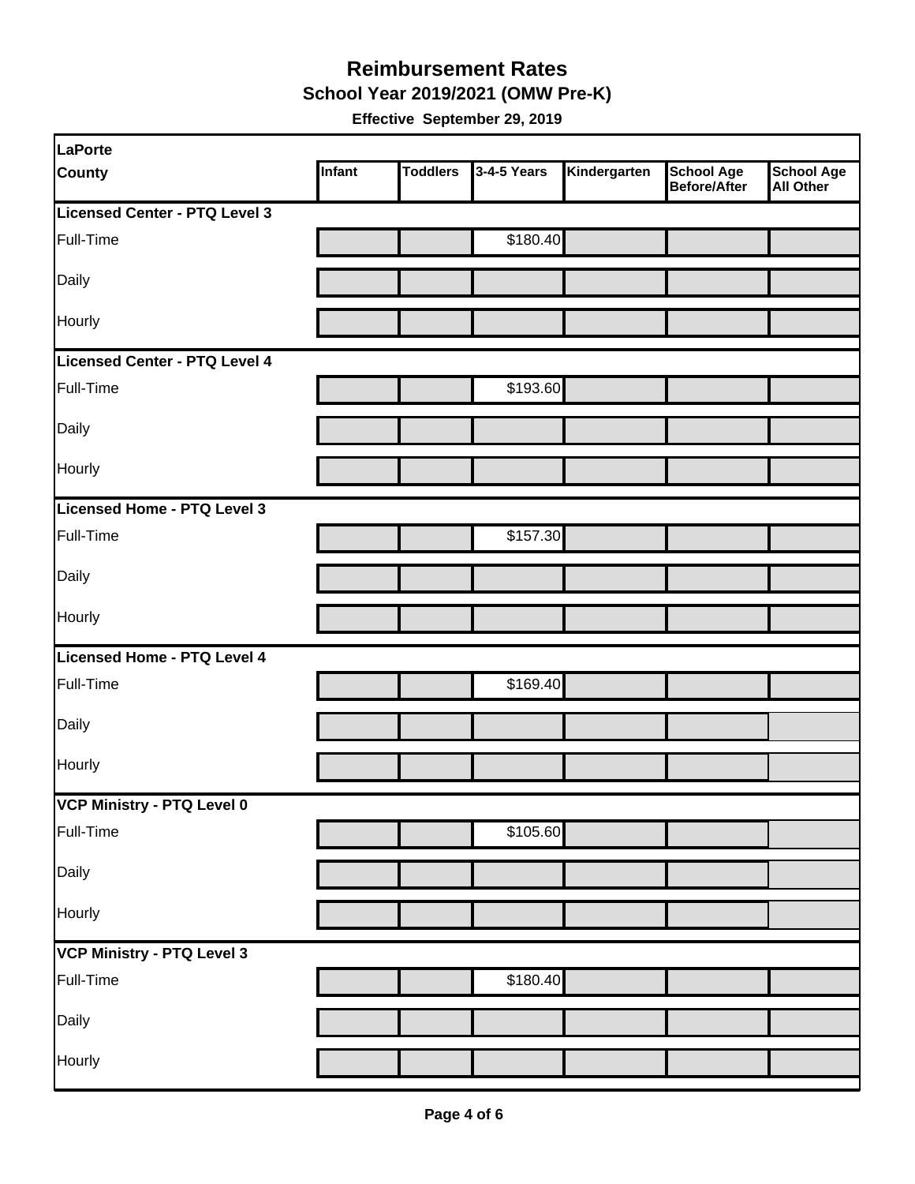# Reimbursement Rates

## School Year 2019/2021 (OMW Pre-K)

**Effective September 29, 2019**

| LaPorte County | Infant | Toddlers | 3-4-5 Years | Kindergarten | School Age Before/After | School Age All Other |
|---|---|---|---|---|---|---|
| **Licensed Center - PTQ Level 3** | | | | | | |
| Full-Time | | | $180.40 | | | |
| Daily | | | | | | |
| Hourly | | | | | | |
| **Licensed Center - PTQ Level 4** | | | | | | |
| Full-Time | | | $193.60 | | | |
| Daily | | | | | | |
| Hourly | | | | | | |
| **Licensed Home - PTQ Level 3** | | | | | | |
| Full-Time | | | $157.30 | | | |
| Daily | | | | | | |
| Hourly | | | | | | |
| **Licensed Home - PTQ Level 4** | | | | | | |
| Full-Time | | | $169.40 | | | |
| Daily | | | | | | |
| Hourly | | | | | | |
| **VCP Ministry - PTQ Level 0** | | | | | | |
| Full-Time | | | $105.60 | | | |
| Daily | | | | | | |
| Hourly | | | | | | |
| **VCP Ministry - PTQ Level 3** | | | | | | |
| Full-Time | | | $180.40 | | | |
| Daily | | | | | | |
| Hourly | | | | | | |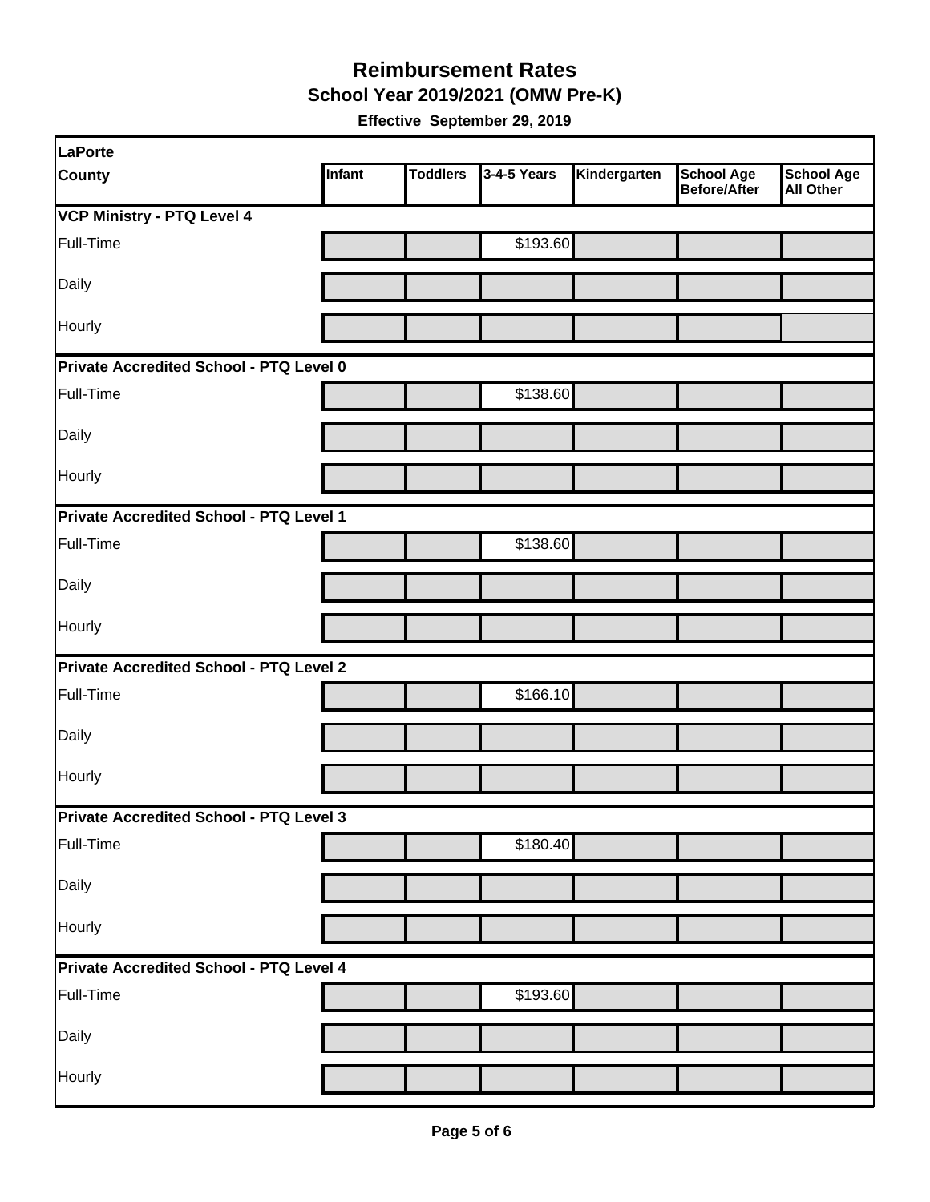# Reimbursement Rates

## School Year 2019/2021 (OMW Pre-K)

**Effective September 29, 2019**

| LaPorte County | Infant | Toddlers | 3-4-5 Years | Kindergarten | School Age Before/After | School Age All Other |
|---|---|---|---|---|---|---|
| **VCP Ministry - PTQ Level 4** | | | | | | |
| Full-Time | | | $193.60 | | | |
| Daily | | | | | | |
| Hourly | | | | | | |
| **Private Accredited School - PTQ Level 0** | | | | | | |
| Full-Time | | | $138.60 | | | |
| Daily | | | | | | |
| Hourly | | | | | | |
| **Private Accredited School - PTQ Level 1** | | | | | | |
| Full-Time | | | $138.60 | | | |
| Daily | | | | | | |
| Hourly | | | | | | |
| **Private Accredited School - PTQ Level 2** | | | | | | |
| Full-Time | | | $166.10 | | | |
| Daily | | | | | | |
| Hourly | | | | | | |
| **Private Accredited School - PTQ Level 3** | | | | | | |
| Full-Time | | | $180.40 | | | |
| Daily | | | | | | |
| Hourly | | | | | | |
| **Private Accredited School - PTQ Level 4** | | | | | | |
| Full-Time | | | $193.60 | | | |
| Daily | | | | | | |
| Hourly | | | | | | |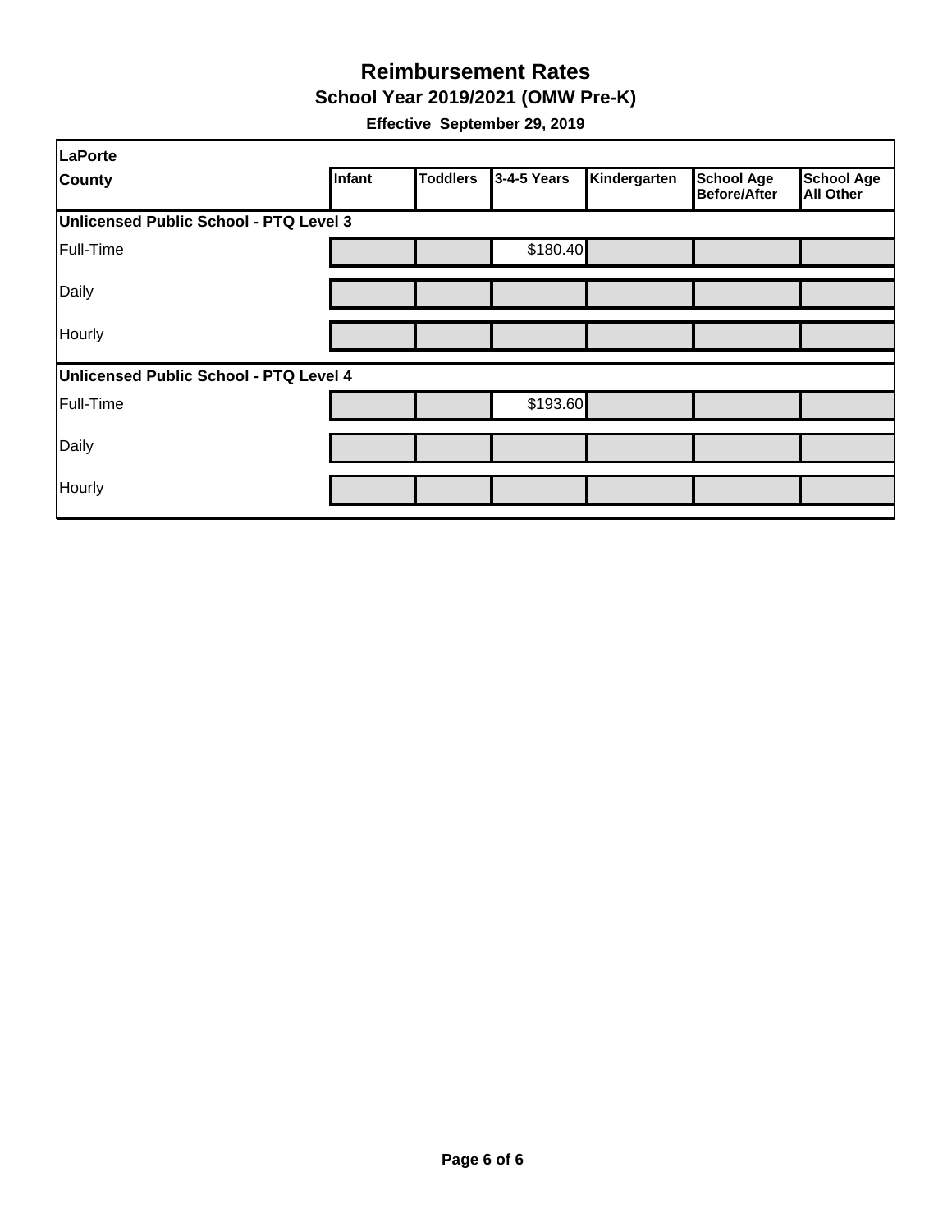# Reimbursement Rates

## School Year 2019/2021 (OMW Pre-K)

**Effective September 29, 2019**

| LaPorte County | Infant | Toddlers | 3-4-5 Years | Kindergarten | School Age Before/After | School Age All Other |
|---|---|---|---|---|---|---|
| **Unlicensed Public School - PTQ Level 3** | | | | | | |
| Full-Time | | | $180.40 | | | |
| Daily | | | | | | |
| Hourly | | | | | | |
| **Unlicensed Public School - PTQ Level 4** | | | | | | |
| Full-Time | | | $193.60 | | | |
| Daily | | | | | | |
| Hourly | | | | | | |